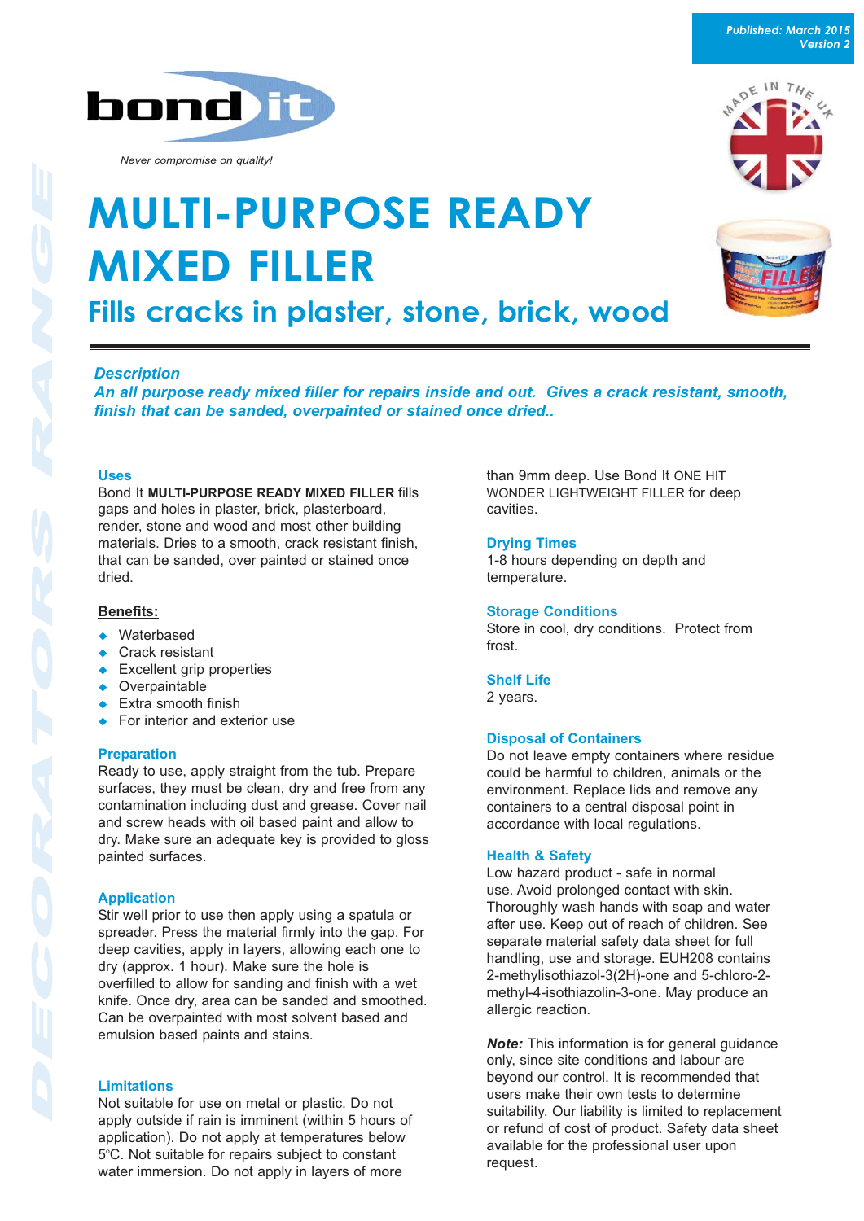Published: March 2015
Version 2

Never compromise on quality!

# MULTI-PURPOSE READY MIXED FILLER

## Fills cracks in plaster, stone, brick, wood

### Description

***An all purpose ready mixed filler for repairs inside and out. Gives a crack resistant, smooth, finish that can be sanded, overpainted or stained once dried..***

### Uses

Bond It **MULTI-PURPOSE READY MIXED FILLER** fills gaps and holes in plaster, brick, plasterboard, render, stone and wood and most other building materials. Dries to a smooth, crack resistant finish, that can be sanded, over painted or stained once dried.

### Benefits:

- Waterbased
- Crack resistant
- Excellent grip properties
- Overpaintable
- Extra smooth finish
- For interior and exterior use

### Preparation

Ready to use, apply straight from the tub. Prepare surfaces, they must be clean, dry and free from any contamination including dust and grease. Cover nail and screw heads with oil based paint and allow to dry. Make sure an adequate key is provided to gloss painted surfaces.

### Application

Stir well prior to use then apply using a spatula or spreader. Press the material firmly into the gap. For deep cavities, apply in layers, allowing each one to dry (approx. 1 hour). Make sure the hole is overfilled to allow for sanding and finish with a wet knife. Once dry, area can be sanded and smoothed. Can be overpainted with most solvent based and emulsion based paints and stains.

### Limitations

Not suitable for use on metal or plastic. Do not apply outside if rain is imminent (within 5 hours of application). Do not apply at temperatures below 5°C. Not suitable for repairs subject to constant water immersion. Do not apply in layers of more than 9mm deep. Use Bond It ONE HIT WONDER LIGHTWEIGHT FILLER for deep cavities.

### Drying Times

1-8 hours depending on depth and temperature.

### Storage Conditions

Store in cool, dry conditions. Protect from frost.

### Shelf Life

2 years.

### Disposal of Containers

Do not leave empty containers where residue could be harmful to children, animals or the environment. Replace lids and remove any containers to a central disposal point in accordance with local regulations.

### Health & Safety

Low hazard product - safe in normal use. Avoid prolonged contact with skin. Thoroughly wash hands with soap and water after use. Keep out of reach of children. See separate material safety data sheet for full handling, use and storage. EUH208 contains 2-methylisothiazol-3(2H)-one and 5-chloro-2-methyl-4-isothiazolin-3-one. May produce an allergic reaction.

***Note:*** This information is for general guidance only, since site conditions and labour are beyond our control. It is recommended that users make their own tests to determine suitability. Our liability is limited to replacement or refund of cost of product. Safety data sheet available for the professional user upon request.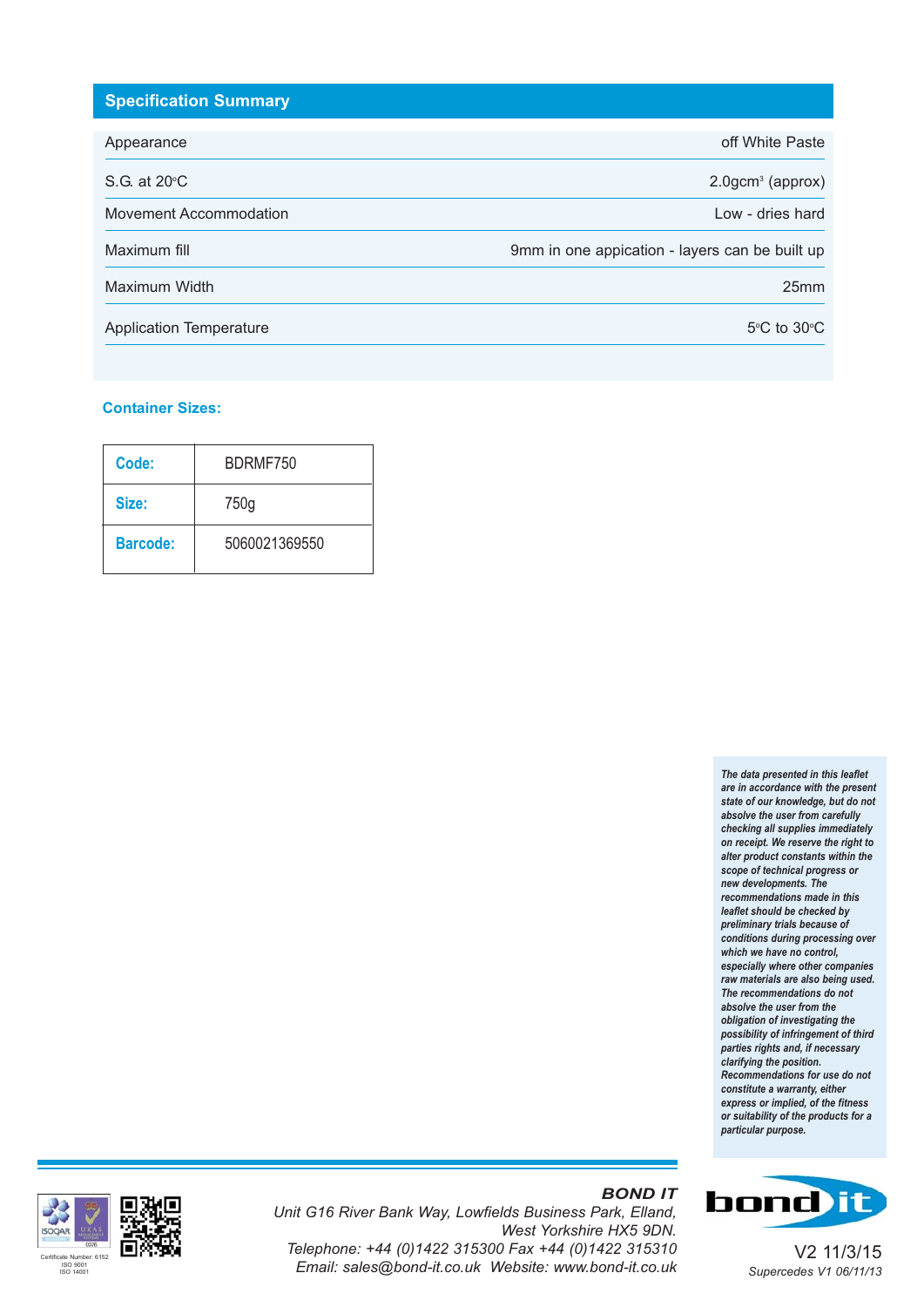## Specification Summary

| | |
|---|---|
| Appearance | off White Paste |
| S.G. at 20°C | 2.0gcm³ (approx) |
| Movement Accommodation | Low - dries hard |
| Maximum fill | 9mm in one appication - layers can be built up |
| Maximum Width | 25mm |
| Application Temperature | 5°C to 30°C |

### Container Sizes:

| | |
|---|---|
| **Code:** | BDRMF750 |
| **Size:** | 750g |
| **Barcode:** | 5060021369550 |

***The data presented in this leaflet are in accordance with the present state of our knowledge, but do not absolve the user from carefully checking all supplies immediately on receipt. We reserve the right to alter product constants within the scope of technical progress or new developments. The recommendations made in this leaflet should be checked by preliminary trials because of conditions during processing over which we have no control, especially where other companies raw materials are also being used. The recommendations do not absolve the user from the obligation of investigating the possibility of infringement of third parties rights and, if necessary clarifying the position. Recommendations for use do not constitute a warranty, either express or implied, of the fitness or suitability of the products for a particular purpose.***

Certificate Number: 6152
ISO 9001
ISO 14001

***BOND IT***
*Unit G16 River Bank Way, Lowfields Business Park, Elland,*
*West Yorkshire HX5 9DN.*
*Telephone: +44 (0)1422 315300 Fax +44 (0)1422 315310*
*Email: sales@bond-it.co.uk Website: www.bond-it.co.uk*

V2 11/3/15
*Supercedes V1 06/11/13*